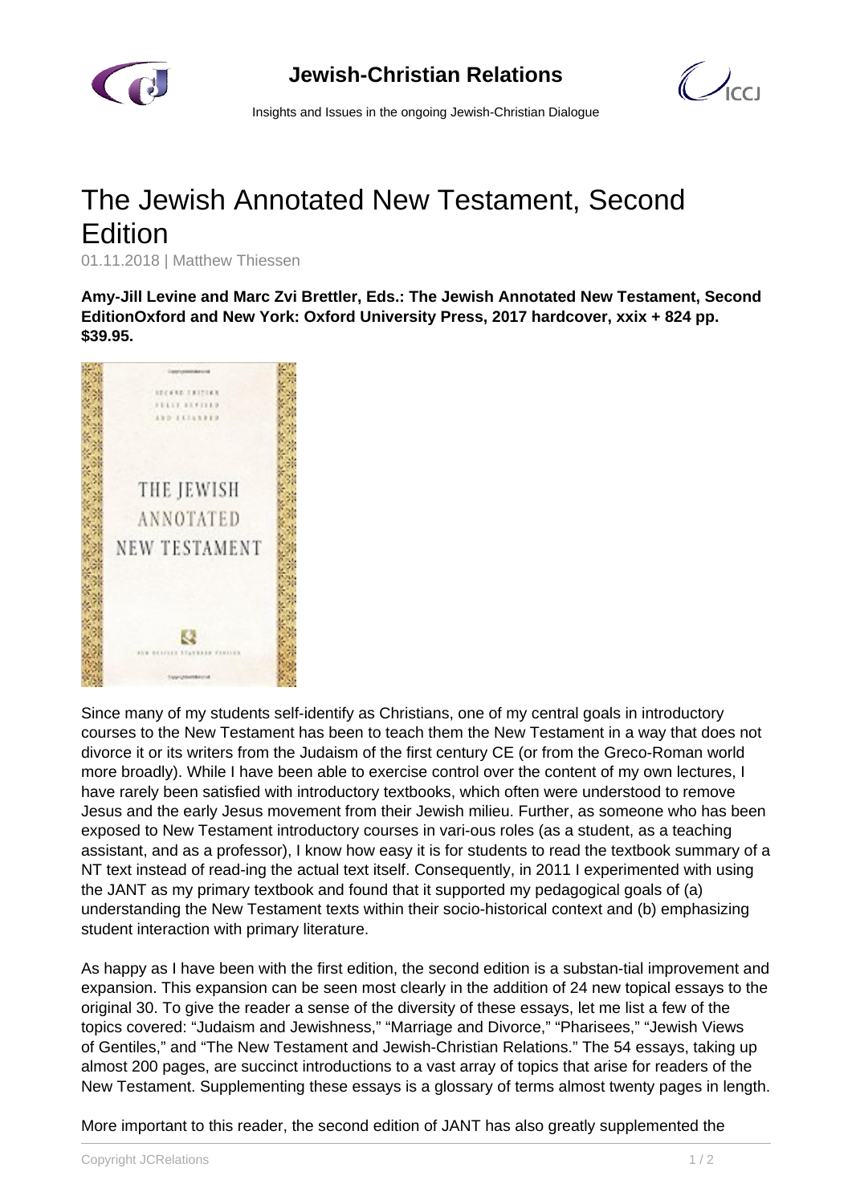# The Jewish Annotated New Testament, Second Edition

01.11.2018 | Matthew Thiessen

**Amy-Jill Levine and Marc Zvi Brettler, Eds.: The Jewish Annotated New Testament, Second EditionOxford and New York: Oxford University Press, 2017 hardcover, xxix + 824 pp. $39.95.**

Since many of my students self-identify as Christians, one of my central goals in introductory courses to the New Testament has been to teach them the New Testament in a way that does not divorce it or its writers from the Judaism of the first century CE (or from the Greco-Roman world more broadly). While I have been able to exercise control over the content of my own lectures, I have rarely been satisfied with introductory textbooks, which often were understood to remove Jesus and the early Jesus movement from their Jewish milieu. Further, as someone who has been exposed to New Testament introductory courses in vari-ous roles (as a student, as a teaching assistant, and as a professor), I know how easy it is for students to read the textbook summary of a NT text instead of read-ing the actual text itself. Consequently, in 2011 I experimented with using the JANT as my primary textbook and found that it supported my pedagogical goals of (a) understanding the New Testament texts within their socio-historical context and (b) emphasizing student interaction with primary literature.

As happy as I have been with the first edition, the second edition is a substan-tial improvement and expansion. This expansion can be seen most clearly in the addition of 24 new topical essays to the original 30. To give the reader a sense of the diversity of these essays, let me list a few of the topics covered: "Judaism and Jewishness," "Marriage and Divorce," "Pharisees," "Jewish Views of Gentiles," and "The New Testament and Jewish-Christian Relations." The 54 essays, taking up almost 200 pages, are succinct introductions to a vast array of topics that arise for readers of the New Testament. Supplementing these essays is a glossary of terms almost twenty pages in length.

More important to this reader, the second edition of JANT has also greatly supplemented the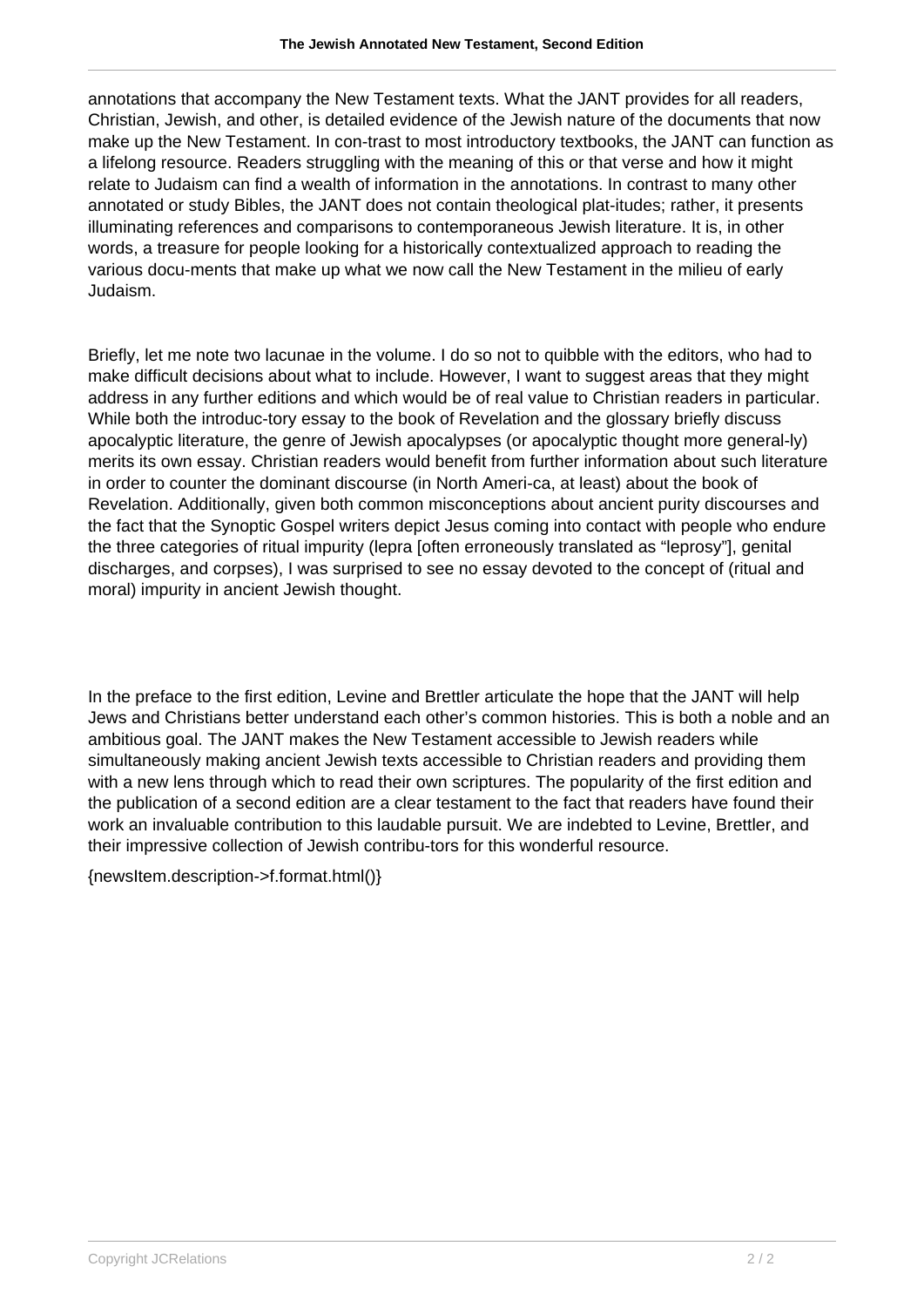annotations that accompany the New Testament texts. What the JANT provides for all readers, Christian, Jewish, and other, is detailed evidence of the Jewish nature of the documents that now make up the New Testament. In con-trast to most introductory textbooks, the JANT can function as a lifelong resource. Readers struggling with the meaning of this or that verse and how it might relate to Judaism can find a wealth of information in the annotations. In contrast to many other annotated or study Bibles, the JANT does not contain theological plat-itudes; rather, it presents illuminating references and comparisons to contemporaneous Jewish literature. It is, in other words, a treasure for people looking for a historically contextualized approach to reading the various docu-ments that make up what we now call the New Testament in the milieu of early Judaism.

Briefly, let me note two lacunae in the volume. I do so not to quibble with the editors, who had to make difficult decisions about what to include. However, I want to suggest areas that they might address in any further editions and which would be of real value to Christian readers in particular. While both the introduc-tory essay to the book of Revelation and the glossary briefly discuss apocalyptic literature, the genre of Jewish apocalypses (or apocalyptic thought more general-ly) merits its own essay. Christian readers would benefit from further information about such literature in order to counter the dominant discourse (in North Ameri-ca, at least) about the book of Revelation. Additionally, given both common misconceptions about ancient purity discourses and the fact that the Synoptic Gospel writers depict Jesus coming into contact with people who endure the three categories of ritual impurity (lepra [often erroneously translated as "leprosy"], genital discharges, and corpses), I was surprised to see no essay devoted to the concept of (ritual and moral) impurity in ancient Jewish thought.

In the preface to the first edition, Levine and Brettler articulate the hope that the JANT will help Jews and Christians better understand each other's common histories. This is both a noble and an ambitious goal. The JANT makes the New Testament accessible to Jewish readers while simultaneously making ancient Jewish texts accessible to Christian readers and providing them with a new lens through which to read their own scriptures. The popularity of the first edition and the publication of a second edition are a clear testament to the fact that readers have found their work an invaluable contribution to this laudable pursuit. We are indebted to Levine, Brettler, and their impressive collection of Jewish contribu-tors for this wonderful resource.

{newsItem.description->f.format.html()}